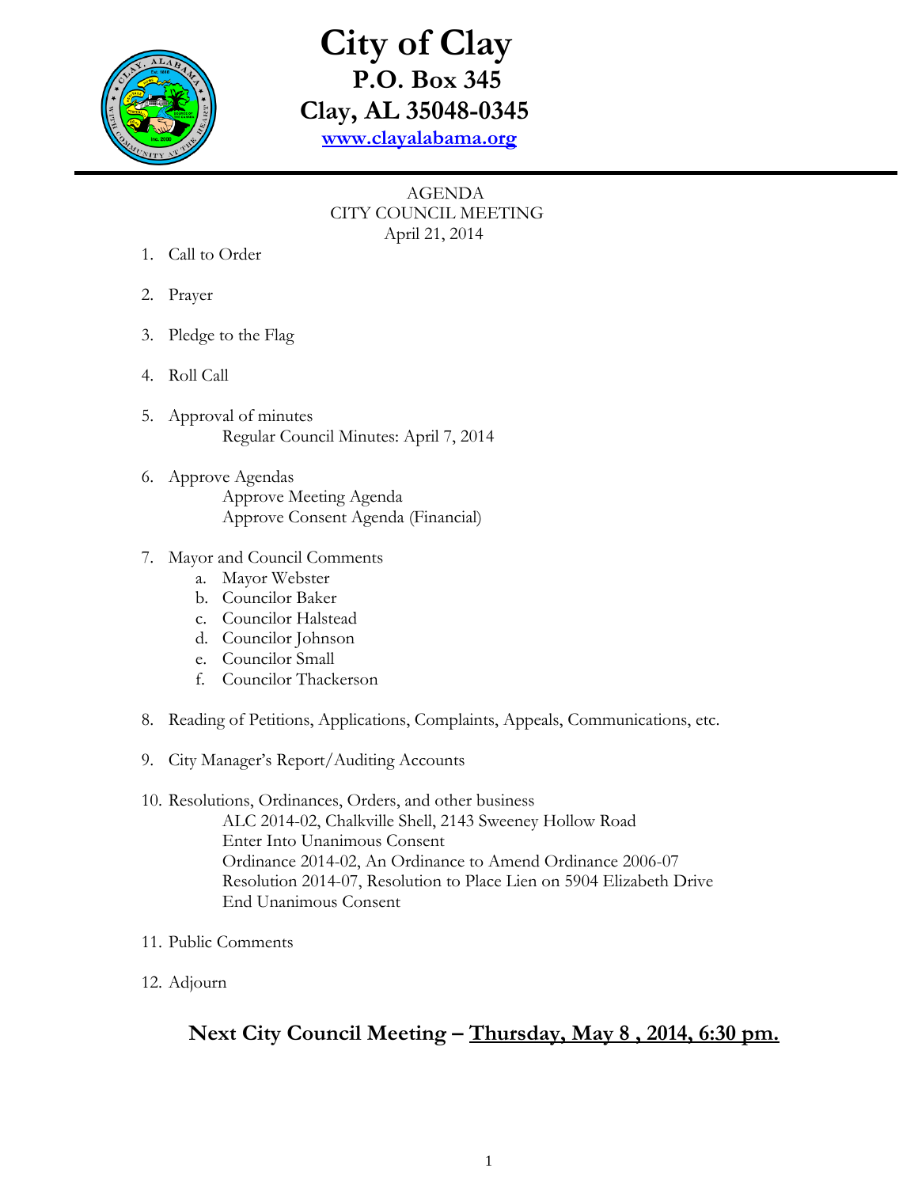# City of Clay

**P.O. Box 345**

**Clay, AL 35048-0345**

**www.clayalabama.org**

AGENDA
CITY COUNCIL MEETING
April 21, 2014

1. Call to Order
2. Prayer
3. Pledge to the Flag
4. Roll Call
5. Approval of minutes
   Regular Council Minutes: April 7, 2014
6. Approve Agendas
   Approve Meeting Agenda
   Approve Consent Agenda (Financial)
7. Mayor and Council Comments
   a. Mayor Webster
   b. Councilor Baker
   c. Councilor Halstead
   d. Councilor Johnson
   e. Councilor Small
   f. Councilor Thackerson
8. Reading of Petitions, Applications, Complaints, Appeals, Communications, etc.
9. City Manager's Report/Auditing Accounts
10. Resolutions, Ordinances, Orders, and other business
    ALC 2014-02, Chalkville Shell, 2143 Sweeney Hollow Road
    Enter Into Unanimous Consent
    Ordinance 2014-02, An Ordinance to Amend Ordinance 2006-07
    Resolution 2014-07, Resolution to Place Lien on 5904 Elizabeth Drive
    End Unanimous Consent
11. Public Comments
12. Adjourn

**Next City Council Meeting – <u>Thursday, May 8 , 2014, 6:30 pm.</u>**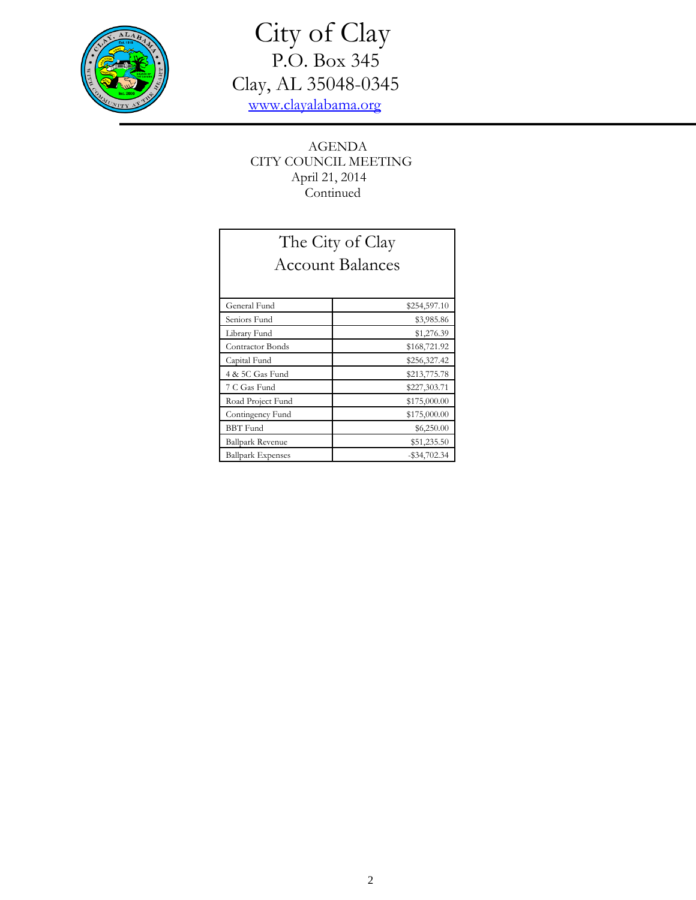# City of Clay

P.O. Box 345

Clay, AL 35048-0345

www.clayalabama.org

AGENDA
CITY COUNCIL MEETING
April 21, 2014
Continued

## The City of Clay Account Balances

| | |
|---|---|
| General Fund | $254,597.10 |
| Seniors Fund | $3,985.86 |
| Library Fund | $1,276.39 |
| Contractor Bonds | $168,721.92 |
| Capital Fund | $256,327.42 |
| 4 & 5C Gas Fund | $213,775.78 |
| 7 C Gas Fund | $227,303.71 |
| Road Project Fund | $175,000.00 |
| Contingency Fund | $175,000.00 |
| BBT Fund | $6,250.00 |
| Ballpark Revenue | $51,235.50 |
| Ballpark Expenses | -$34,702.34 |